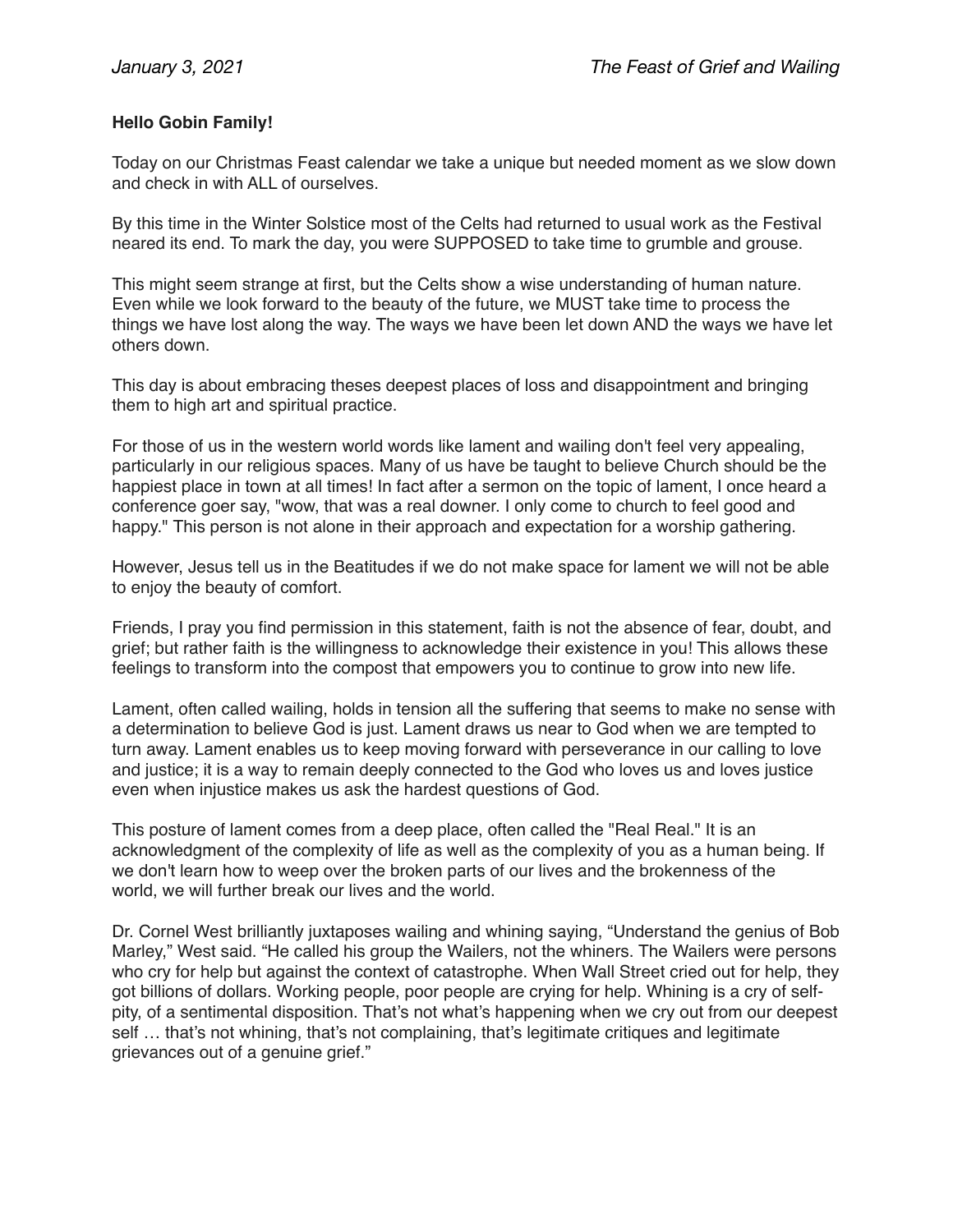*January 3, 2021* *The Feast of Grief and Wailing*

**Hello Gobin Family!**

Today on our Christmas Feast calendar we take a unique but needed moment as we slow down and check in with ALL of ourselves.

By this time in the Winter Solstice most of the Celts had returned to usual work as the Festival neared its end. To mark the day, you were SUPPOSED to take time to grumble and grouse.

This might seem strange at first, but the Celts show a wise understanding of human nature. Even while we look forward to the beauty of the future, we MUST take time to process the things we have lost along the way. The ways we have been let down AND the ways we have let others down.

This day is about embracing theses deepest places of loss and disappointment and bringing them to high art and spiritual practice.

For those of us in the western world words like lament and wailing don't feel very appealing, particularly in our religious spaces. Many of us have be taught to believe Church should be the happiest place in town at all times! In fact after a sermon on the topic of lament, I once heard a conference goer say, "wow, that was a real downer. I only come to church to feel good and happy." This person is not alone in their approach and expectation for a worship gathering.

However, Jesus tell us in the Beatitudes if we do not make space for lament we will not be able to enjoy the beauty of comfort.

Friends, I pray you find permission in this statement, faith is not the absence of fear, doubt, and grief; but rather faith is the willingness to acknowledge their existence in you! This allows these feelings to transform into the compost that empowers you to continue to grow into new life.

Lament, often called wailing, holds in tension all the suffering that seems to make no sense with a determination to believe God is just. Lament draws us near to God when we are tempted to turn away. Lament enables us to keep moving forward with perseverance in our calling to love and justice; it is a way to remain deeply connected to the God who loves us and loves justice even when injustice makes us ask the hardest questions of God.

This posture of lament comes from a deep place, often called the "Real Real." It is an acknowledgment of the complexity of life as well as the complexity of you as a human being. If we don't learn how to weep over the broken parts of our lives and the brokenness of the world, we will further break our lives and the world.

Dr. Cornel West brilliantly juxtaposes wailing and whining saying, "Understand the genius of Bob Marley," West said. "He called his group the Wailers, not the whiners. The Wailers were persons who cry for help but against the context of catastrophe. When Wall Street cried out for help, they got billions of dollars. Working people, poor people are crying for help. Whining is a cry of self-pity, of a sentimental disposition. That's not what's happening when we cry out from our deepest self … that's not whining, that's not complaining, that's legitimate critiques and legitimate grievances out of a genuine grief."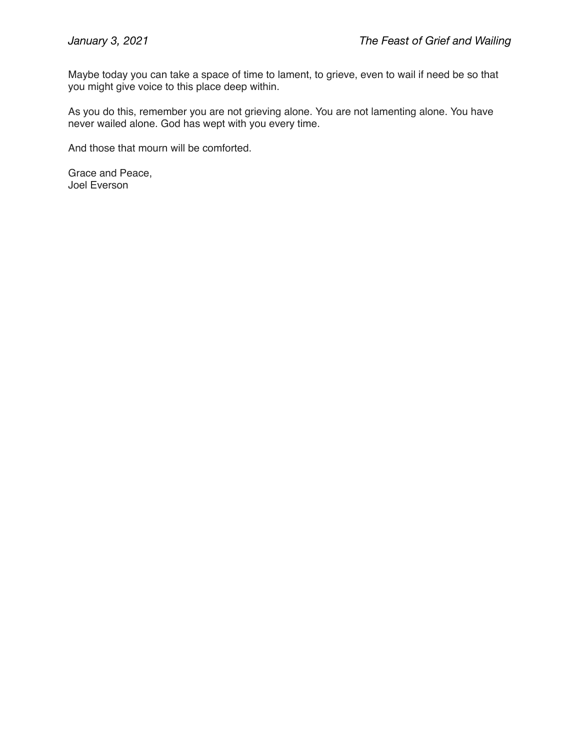Maybe today you can take a space of time to lament, to grieve, even to wail if need be so that you might give voice to this place deep within.

As you do this, remember you are not grieving alone. You are not lamenting alone. You have never wailed alone. God has wept with you every time.

And those that mourn will be comforted.

Grace and Peace,
Joel Everson